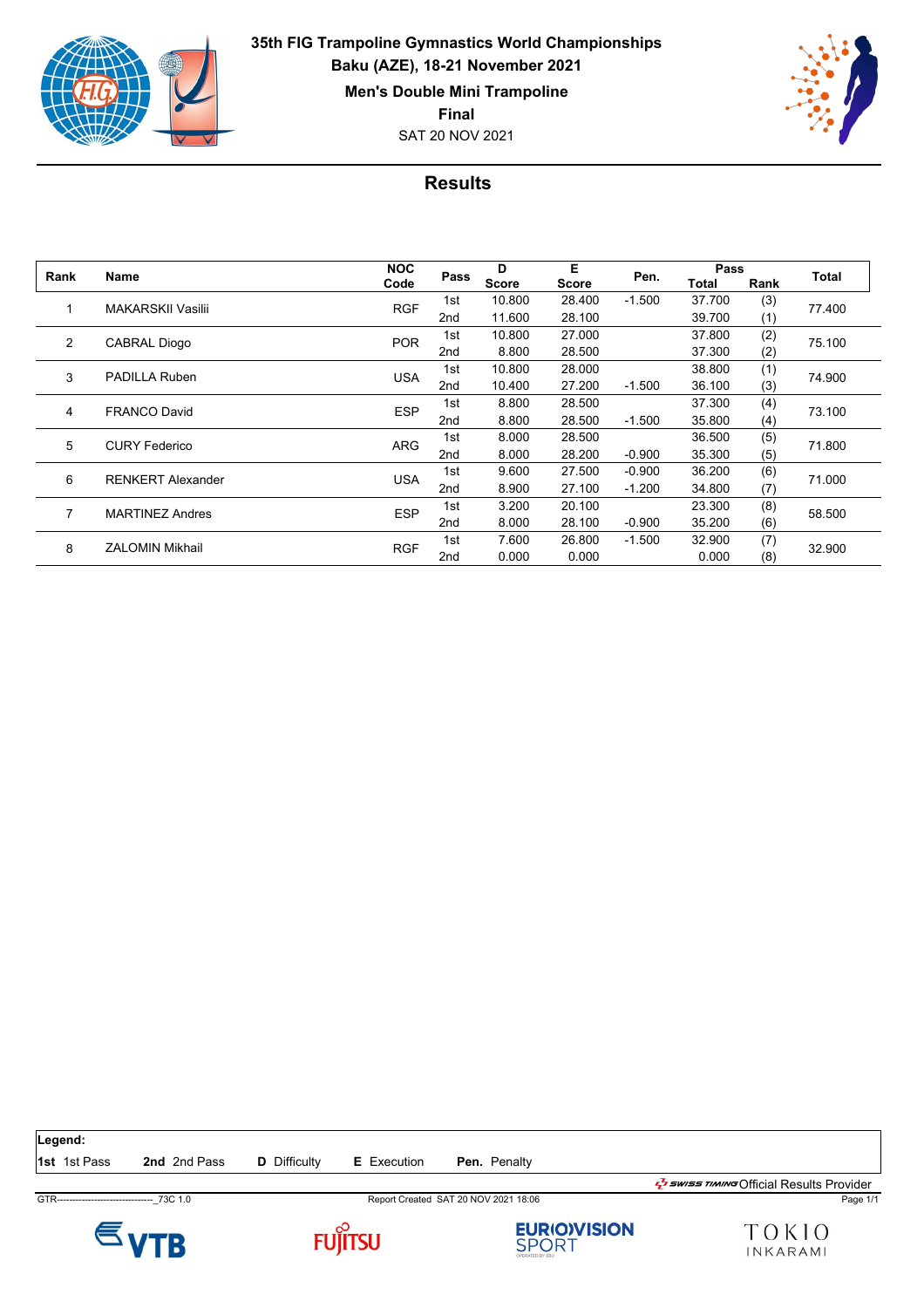# 35th FIG Trampoline Gymnastics World Championships

**Baku (AZE), 18-21 November 2021**

**Men's Double Mini Trampoline**

**Final**

SAT 20 NOV 2021

## Results

| Rank | Name | NOC Code | Pass | D Score | E Score | Pen. | Pass Total | Pass Rank | Total |
|---|---|---|---|---|---|---|---|---|---|
| 1 | MAKARSKII Vasilii | RGF | 1st | 10.800 | 28.400 | -1.500 | 37.700 | (3) | 77.400 |
| | | | 2nd | 11.600 | 28.100 | | 39.700 | (1) | |
| 2 | CABRAL Diogo | POR | 1st | 10.800 | 27.000 | | 37.800 | (2) | 75.100 |
| | | | 2nd | 8.800 | 28.500 | | 37.300 | (2) | |
| 3 | PADILLA Ruben | USA | 1st | 10.800 | 28.000 | | 38.800 | (1) | 74.900 |
| | | | 2nd | 10.400 | 27.200 | -1.500 | 36.100 | (3) | |
| 4 | FRANCO David | ESP | 1st | 8.800 | 28.500 | | 37.300 | (4) | 73.100 |
| | | | 2nd | 8.800 | 28.500 | -1.500 | 35.800 | (4) | |
| 5 | CURY Federico | ARG | 1st | 8.000 | 28.500 | | 36.500 | (5) | 71.800 |
| | | | 2nd | 8.000 | 28.200 | -0.900 | 35.300 | (5) | |
| 6 | RENKERT Alexander | USA | 1st | 9.600 | 27.500 | -0.900 | 36.200 | (6) | 71.000 |
| | | | 2nd | 8.900 | 27.100 | -1.200 | 34.800 | (7) | |
| 7 | MARTINEZ Andres | ESP | 1st | 3.200 | 20.100 | | 23.300 | (8) | 58.500 |
| | | | 2nd | 8.000 | 28.100 | -0.900 | 35.200 | (6) | |
| 8 | ZALOMIN Mikhail | RGF | 1st | 7.600 | 26.800 | -1.500 | 32.900 | (7) | 32.900 |
| | | | 2nd | 0.000 | 0.000 | | 0.000 | (8) | |

**Legend:**

**1st** 1st Pass  **2nd** 2nd Pass  **D** Difficulty  **E** Execution  **Pen.** Penalty

SWISS TIMING Official Results Provider

GTR-------------------------------_73C 1.0  Report Created SAT 20 NOV 2021 18:06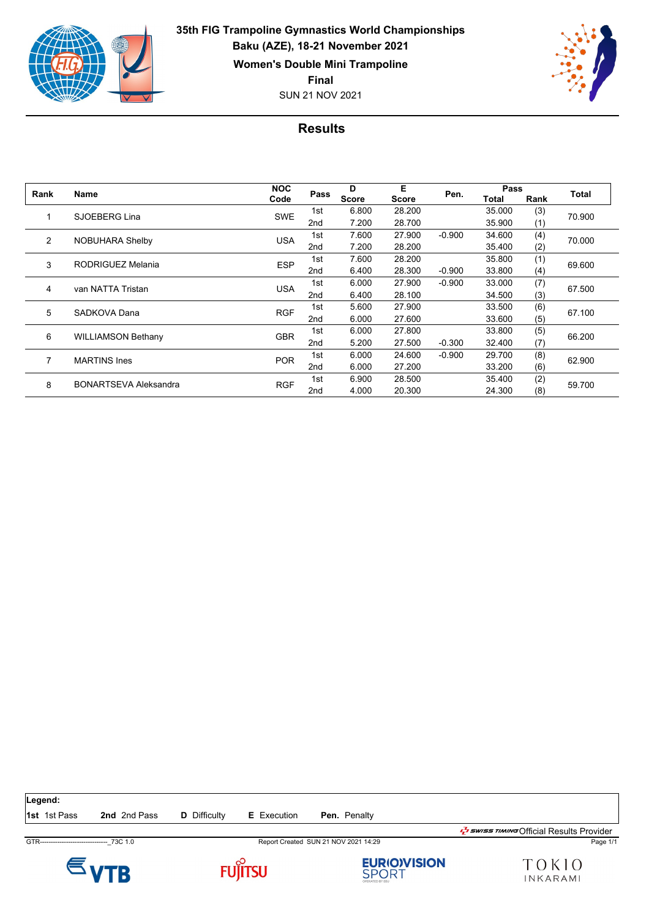**35th FIG Trampoline Gymnastics World Championships**
**Baku (AZE), 18-21 November 2021**
**Women's Double Mini Trampoline**
**Final**
SUN 21 NOV 2021

## Results

| Rank | Name | NOC Code | Pass | D Score | E Score | Pen. | Pass Total | Pass Rank | Total |
|---|---|---|---|---|---|---|---|---|---|
| 1 | SJOEBERG Lina | SWE | 1st | 6.800 | 28.200 | | 35.000 | (3) | 70.900 |
| | | | 2nd | 7.200 | 28.700 | | 35.900 | (1) | |
| 2 | NOBUHARA Shelby | USA | 1st | 7.600 | 27.900 | -0.900 | 34.600 | (4) | 70.000 |
| | | | 2nd | 7.200 | 28.200 | | 35.400 | (2) | |
| 3 | RODRIGUEZ Melania | ESP | 1st | 7.600 | 28.200 | | 35.800 | (1) | 69.600 |
| | | | 2nd | 6.400 | 28.300 | -0.900 | 33.800 | (4) | |
| 4 | van NATTA Tristan | USA | 1st | 6.000 | 27.900 | -0.900 | 33.000 | (7) | 67.500 |
| | | | 2nd | 6.400 | 28.100 | | 34.500 | (3) | |
| 5 | SADKOVA Dana | RGF | 1st | 5.600 | 27.900 | | 33.500 | (6) | 67.100 |
| | | | 2nd | 6.000 | 27.600 | | 33.600 | (5) | |
| 6 | WILLIAMSON Bethany | GBR | 1st | 6.000 | 27.800 | | 33.800 | (5) | 66.200 |
| | | | 2nd | 5.200 | 27.500 | -0.300 | 32.400 | (7) | |
| 7 | MARTINS Ines | POR | 1st | 6.000 | 24.600 | -0.900 | 29.700 | (8) | 62.900 |
| | | | 2nd | 6.000 | 27.200 | | 33.200 | (6) | |
| 8 | BONARTSEVA Aleksandra | RGF | 1st | 6.900 | 28.500 | | 35.400 | (2) | 59.700 |
| | | | 2nd | 4.000 | 20.300 | | 24.300 | (8) | |

**Legend:**
**1st** 1st Pass **2nd** 2nd Pass **D** Difficulty **E** Execution **Pen.** Penalty

SWISS TIMING Official Results Provider

GTR------------------------------_73C 1.0 Report Created SUN 21 NOV 2021 14:29